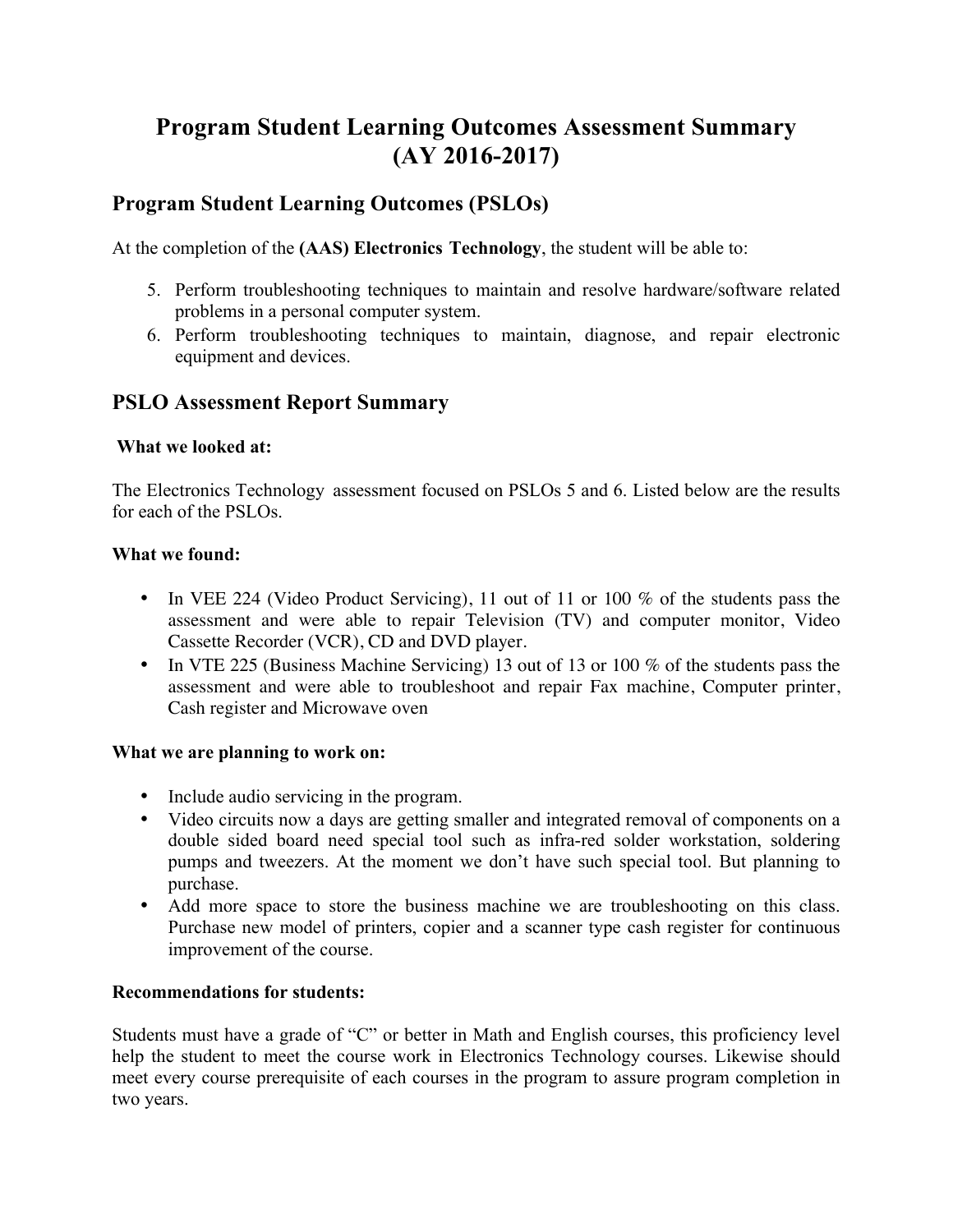# Program Student Learning Outcomes Assessment Summary (AY 2016-2017)

## Program Student Learning Outcomes (PSLOs)

At the completion of the **(AAS) Electronics Technology**, the student will be able to:

5. Perform troubleshooting techniques to maintain and resolve hardware/software related problems in a personal computer system.
6. Perform troubleshooting techniques to maintain, diagnose, and repair electronic equipment and devices.

## PSLO Assessment Report Summary

**What we looked at:**

The Electronics Technology assessment focused on PSLOs 5 and 6. Listed below are the results for each of the PSLOs.

**What we found:**

- In VEE 224 (Video Product Servicing), 11 out of 11 or 100 % of the students pass the assessment and were able to repair Television (TV) and computer monitor, Video Cassette Recorder (VCR), CD and DVD player.
- In VTE 225 (Business Machine Servicing) 13 out of 13 or 100 % of the students pass the assessment and were able to troubleshoot and repair Fax machine, Computer printer, Cash register and Microwave oven

**What we are planning to work on:**

- Include audio servicing in the program.
- Video circuits now a days are getting smaller and integrated removal of components on a double sided board need special tool such as infra-red solder workstation, soldering pumps and tweezers. At the moment we don't have such special tool. But planning to purchase.
- Add more space to store the business machine we are troubleshooting on this class. Purchase new model of printers, copier and a scanner type cash register for continuous improvement of the course.

**Recommendations for students:**

Students must have a grade of "C" or better in Math and English courses, this proficiency level help the student to meet the course work in Electronics Technology courses. Likewise should meet every course prerequisite of each courses in the program to assure program completion in two years.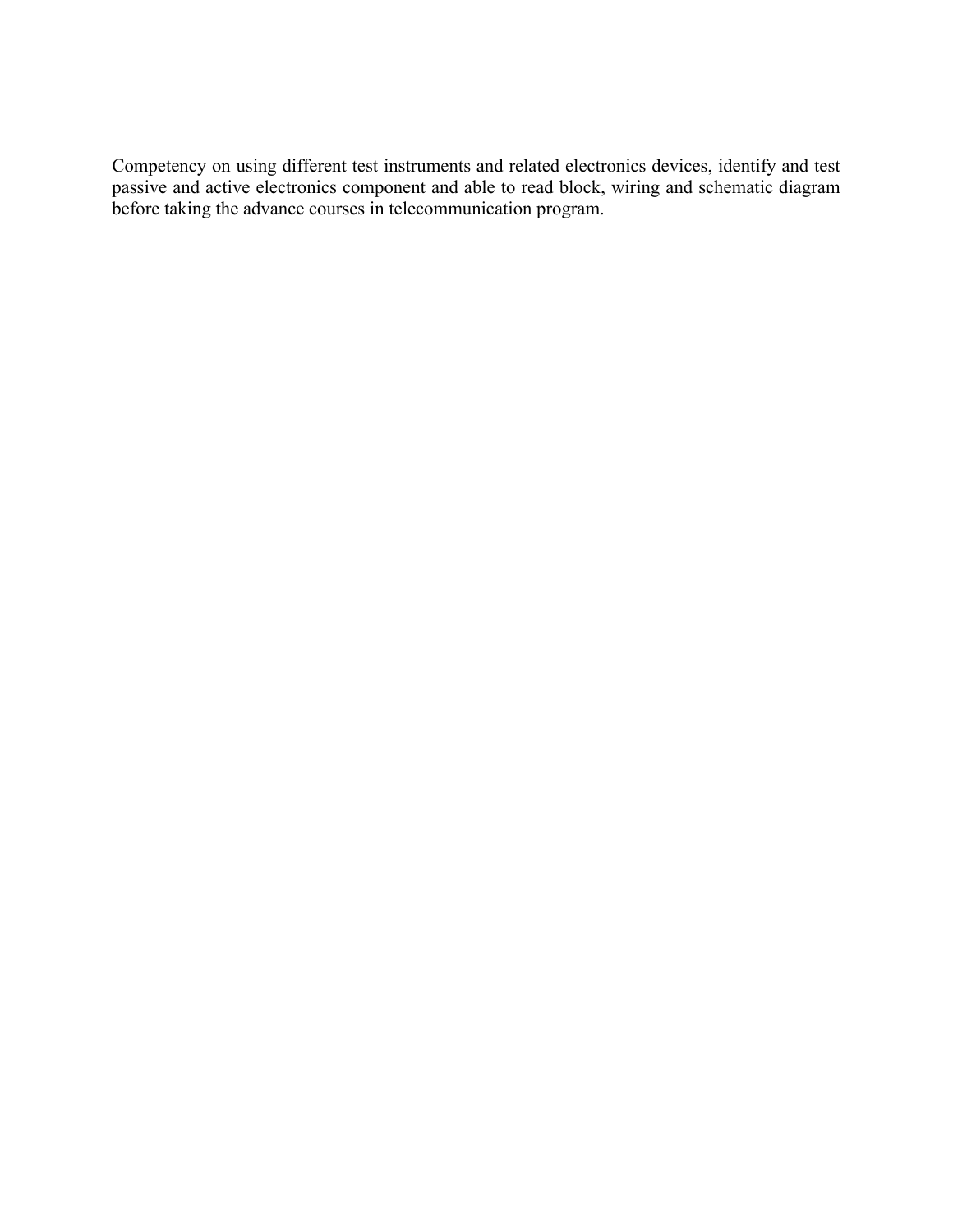Competency on using different test instruments and related electronics devices, identify and test passive and active electronics component and able to read block, wiring and schematic diagram before taking the advance courses in telecommunication program.